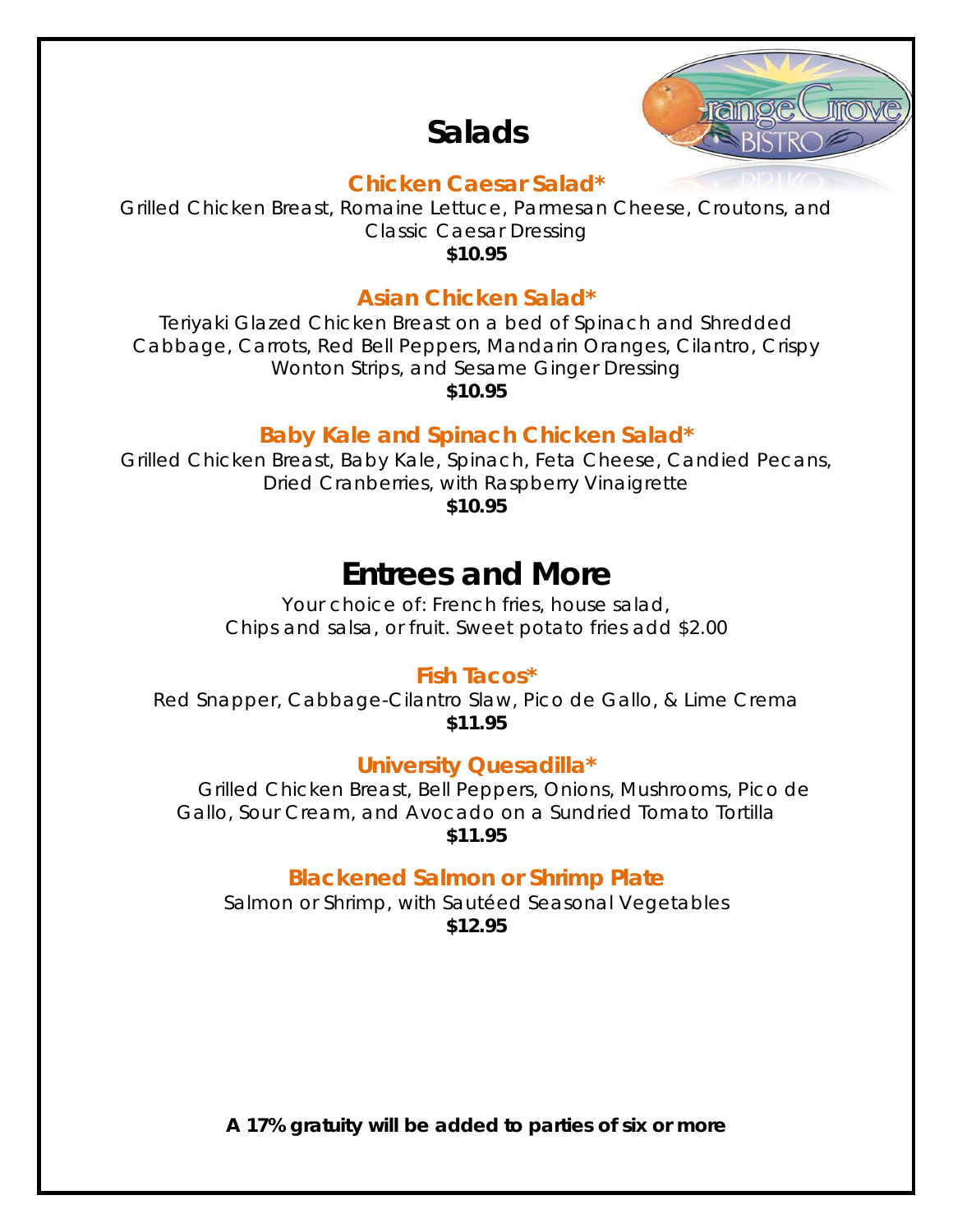# Salads

### Chicken Caesar Salad*

Grilled Chicken Breast, Romaine Lettuce, Parmesan Cheese, Croutons, and Classic Caesar Dressing

**$10.95**

### Asian Chicken Salad*

Teriyaki Glazed Chicken Breast on a bed of Spinach and Shredded Cabbage, Carrots, Red Bell Peppers, Mandarin Oranges, Cilantro, Crispy Wonton Strips, and Sesame Ginger Dressing

**$10.95**

### Baby Kale and Spinach Chicken Salad*

Grilled Chicken Breast, Baby Kale, Spinach, Feta Cheese, Candied Pecans, Dried Cranberries, with Raspberry Vinaigrette

**$10.95**

# Entrees and More

Your choice of: French fries, house salad, Chips and salsa, or fruit. Sweet potato fries add $2.00

### Fish Tacos*

Red Snapper, Cabbage-Cilantro Slaw, Pico de Gallo, & Lime Crema

**$11.95**

### University Quesadilla*

Grilled Chicken Breast, Bell Peppers, Onions, Mushrooms, Pico de Gallo, Sour Cream, and Avocado on a Sundried Tomato Tortilla

**$11.95**

### Blackened Salmon or Shrimp Plate

Salmon or Shrimp, with Sautéed Seasonal Vegetables

**$12.95**

**A 17% gratuity will be added to parties of six or more**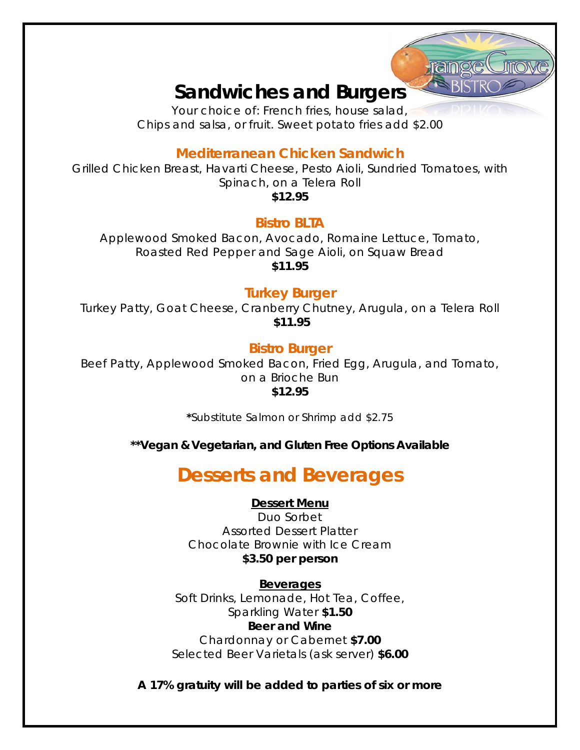# Sandwiches and Burgers

Your choice of: French fries, house salad, Chips and salsa, or fruit. Sweet potato fries add $2.00

### Mediterranean Chicken Sandwich

Grilled Chicken Breast, Havarti Cheese, Pesto Aioli, Sundried Tomatoes, with Spinach, on a Telera Roll

**$12.95**

### Bistro BLTA

Applewood Smoked Bacon, Avocado, Romaine Lettuce, Tomato, Roasted Red Pepper and Sage Aioli, on Squaw Bread

**$11.95**

### Turkey Burger

Turkey Patty, Goat Cheese, Cranberry Chutney, Arugula, on a Telera Roll

**$11.95**

### Bistro Burger

Beef Patty, Applewood Smoked Bacon, Fried Egg, Arugula, and Tomato, on a Brioche Bun

**$12.95**

**\***Substitute Salmon or Shrimp add $2.75

**\*\*Vegan & Vegetarian, and Gluten Free Options Available**

# Desserts and Beverages

**Dessert Menu**

Duo Sorbet
Assorted Dessert Platter
Chocolate Brownie with Ice Cream
**$3.50 per person**

**Beverages**

Soft Drinks, Lemonade, Hot Tea, Coffee, Sparkling Water **$1.50**

**Beer and Wine**

Chardonnay or Cabernet **$7.00**
Selected Beer Varietals (ask server) **$6.00**

**A 17% gratuity will be added to parties of six or more**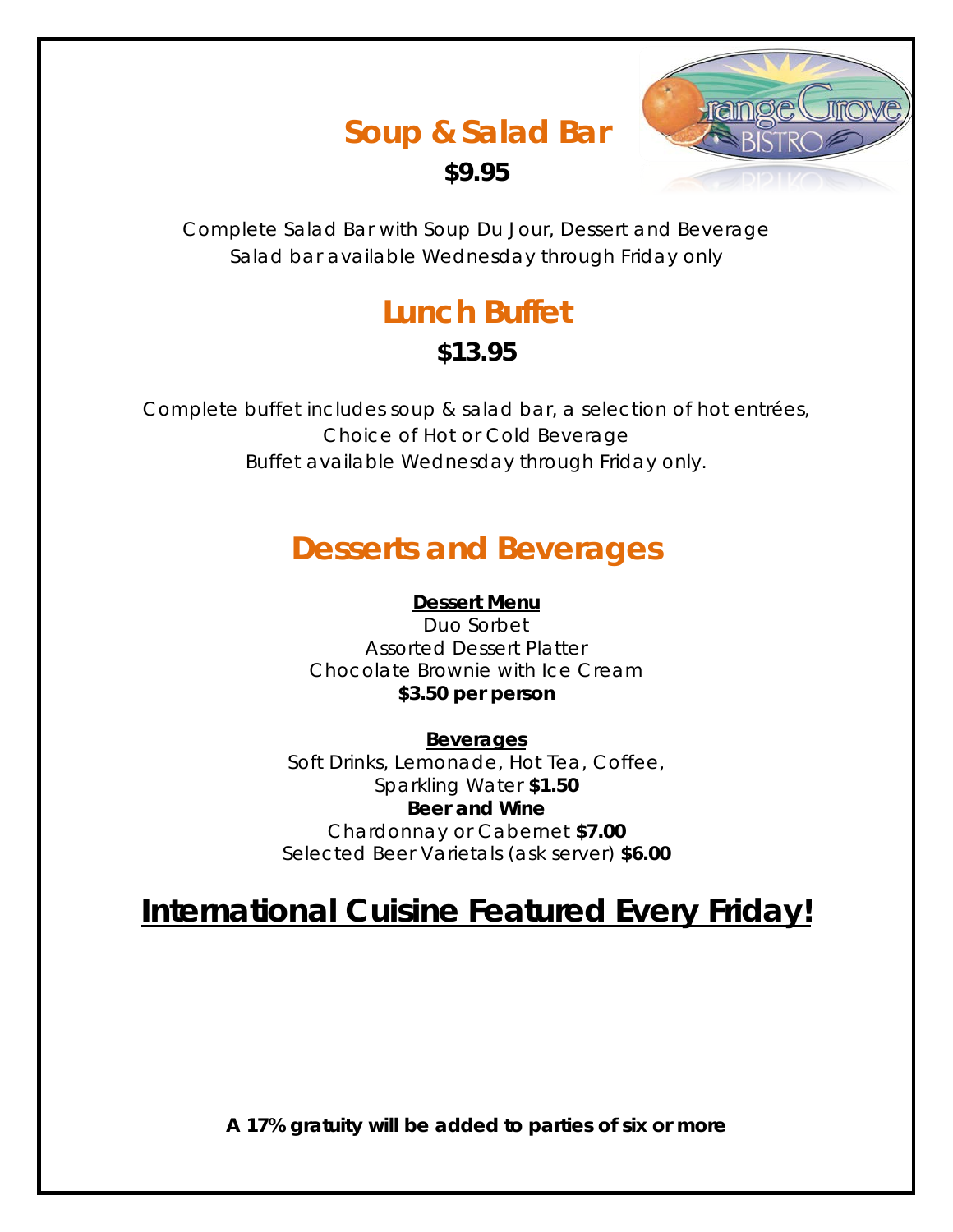## Soup & Salad Bar

**$9.95**

Complete Salad Bar with Soup Du Jour, Dessert and Beverage
Salad bar available Wednesday through Friday only

## Lunch Buffet

**$13.95**

Complete buffet includes soup & salad bar, a selection of hot entrées,
Choice of Hot or Cold Beverage
Buffet available Wednesday through Friday only.

## Desserts and Beverages

**Dessert Menu**

Duo Sorbet
Assorted Dessert Platter
Chocolate Brownie with Ice Cream
**$3.50 per person**

**Beverages**

Soft Drinks, Lemonade, Hot Tea, Coffee,
Sparkling Water **$1.50**

**Beer and Wine**

Chardonnay or Cabernet **$7.00**
Selected Beer Varietals (ask server) **$6.00**

## International Cuisine Featured Every Friday!

**A 17% gratuity will be added to parties of six or more**